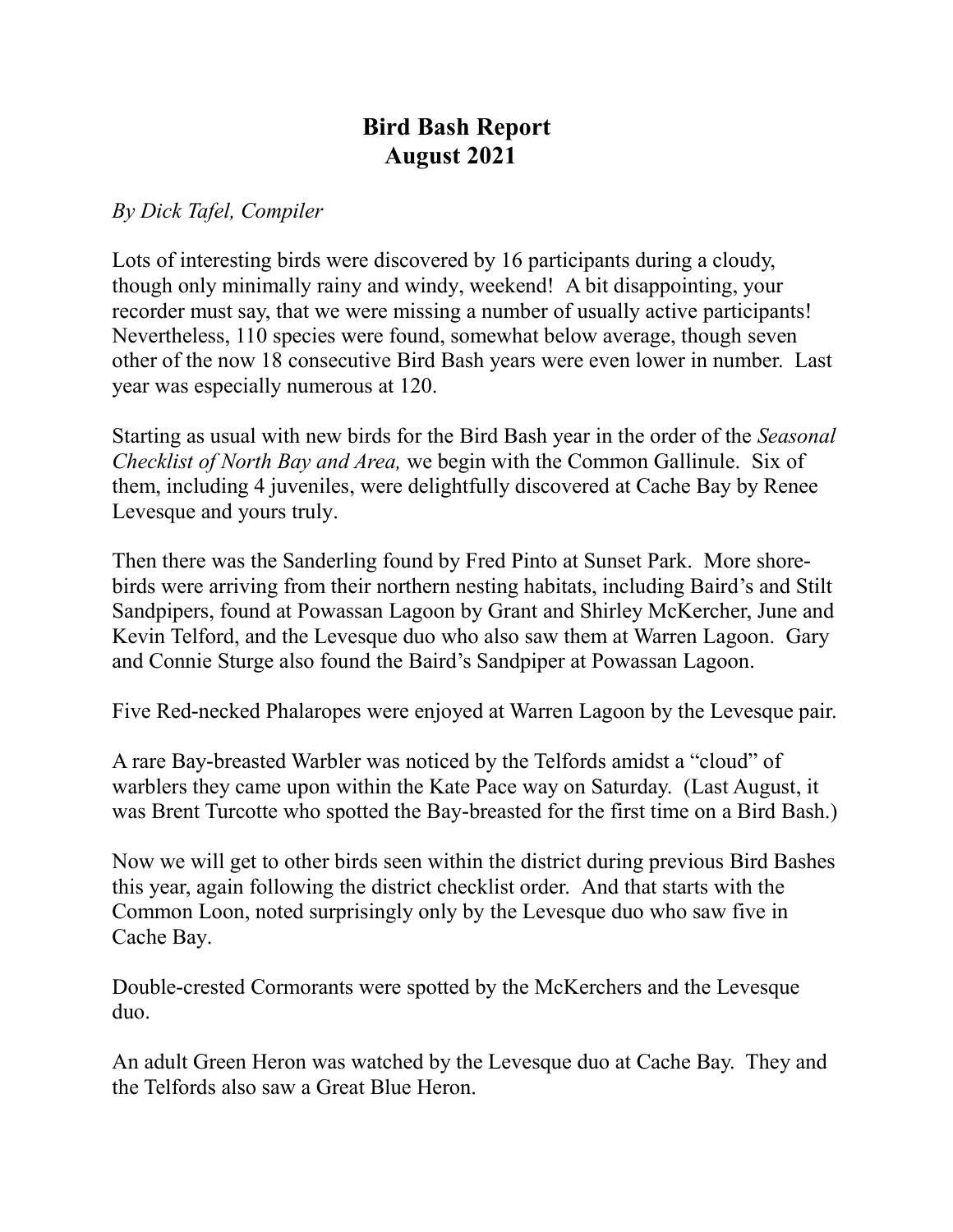# Bird Bash Report
# August 2021

*By Dick Tafel, Compiler*

Lots of interesting birds were discovered by 16 participants during a cloudy, though only minimally rainy and windy, weekend! A bit disappointing, your recorder must say, that we were missing a number of usually active participants! Nevertheless, 110 species were found, somewhat below average, though seven other of the now 18 consecutive Bird Bash years were even lower in number. Last year was especially numerous at 120.

Starting as usual with new birds for the Bird Bash year in the order of the *Seasonal Checklist of North Bay and Area,* we begin with the Common Gallinule. Six of them, including 4 juveniles, were delightfully discovered at Cache Bay by Renee Levesque and yours truly.

Then there was the Sanderling found by Fred Pinto at Sunset Park. More shore-birds were arriving from their northern nesting habitats, including Baird's and Stilt Sandpipers, found at Powassan Lagoon by Grant and Shirley McKercher, June and Kevin Telford, and the Levesque duo who also saw them at Warren Lagoon. Gary and Connie Sturge also found the Baird's Sandpiper at Powassan Lagoon.

Five Red-necked Phalaropes were enjoyed at Warren Lagoon by the Levesque pair.

A rare Bay-breasted Warbler was noticed by the Telfords amidst a "cloud" of warblers they came upon within the Kate Pace way on Saturday. (Last August, it was Brent Turcotte who spotted the Bay-breasted for the first time on a Bird Bash.)

Now we will get to other birds seen within the district during previous Bird Bashes this year, again following the district checklist order. And that starts with the Common Loon, noted surprisingly only by the Levesque duo who saw five in Cache Bay.

Double-crested Cormorants were spotted by the McKerchers and the Levesque duo.

An adult Green Heron was watched by the Levesque duo at Cache Bay. They and the Telfords also saw a Great Blue Heron.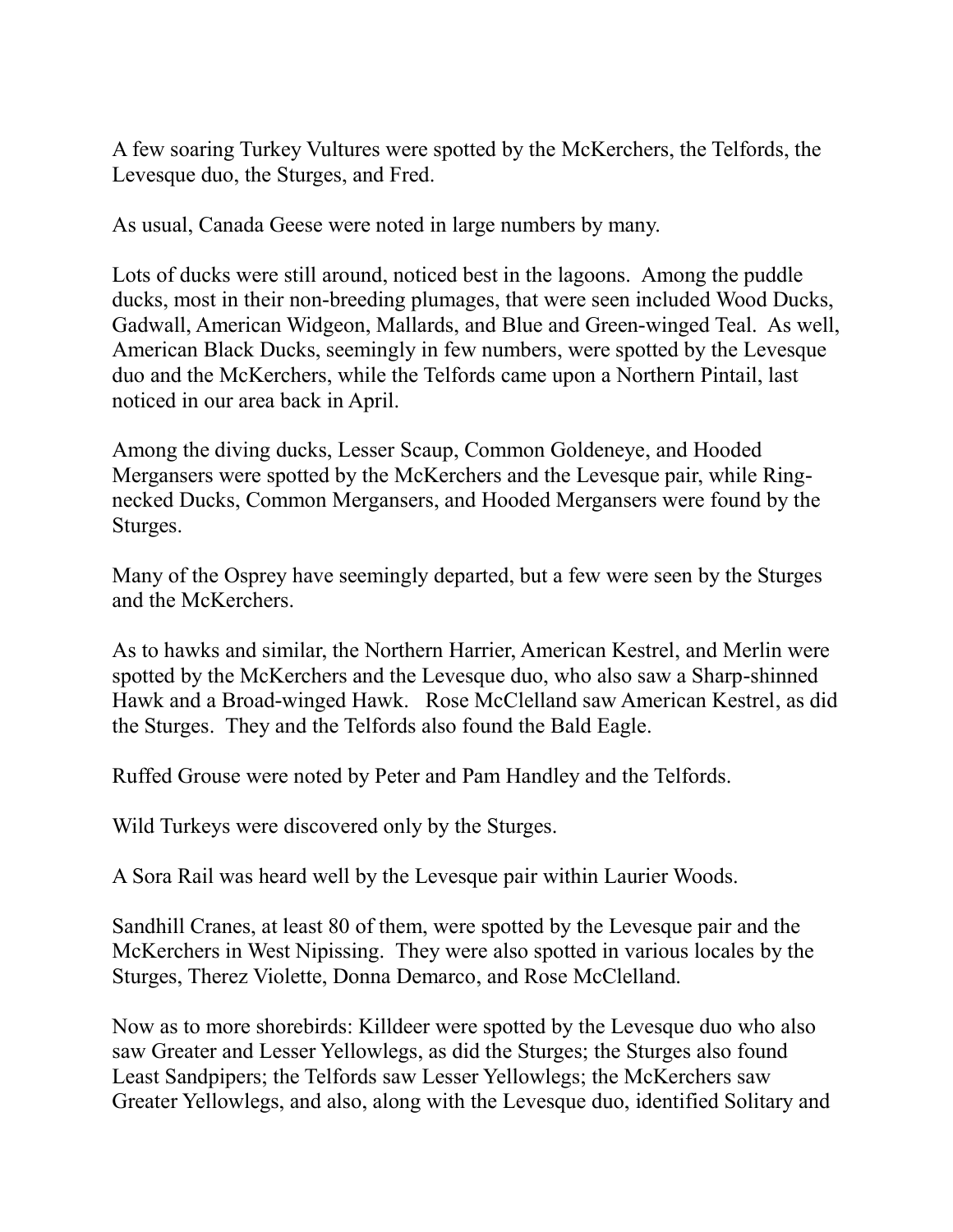A few soaring Turkey Vultures were spotted by the McKerchers, the Telfords, the Levesque duo, the Sturges, and Fred.

As usual, Canada Geese were noted in large numbers by many.

Lots of ducks were still around, noticed best in the lagoons. Among the puddle ducks, most in their non-breeding plumages, that were seen included Wood Ducks, Gadwall, American Widgeon, Mallards, and Blue and Green-winged Teal. As well, American Black Ducks, seemingly in few numbers, were spotted by the Levesque duo and the McKerchers, while the Telfords came upon a Northern Pintail, last noticed in our area back in April.

Among the diving ducks, Lesser Scaup, Common Goldeneye, and Hooded Mergansers were spotted by the McKerchers and the Levesque pair, while Ring-necked Ducks, Common Mergansers, and Hooded Mergansers were found by the Sturges.

Many of the Osprey have seemingly departed, but a few were seen by the Sturges and the McKerchers.

As to hawks and similar, the Northern Harrier, American Kestrel, and Merlin were spotted by the McKerchers and the Levesque duo, who also saw a Sharp-shinned Hawk and a Broad-winged Hawk. Rose McClelland saw American Kestrel, as did the Sturges. They and the Telfords also found the Bald Eagle.

Ruffed Grouse were noted by Peter and Pam Handley and the Telfords.

Wild Turkeys were discovered only by the Sturges.

A Sora Rail was heard well by the Levesque pair within Laurier Woods.

Sandhill Cranes, at least 80 of them, were spotted by the Levesque pair and the McKerchers in West Nipissing. They were also spotted in various locales by the Sturges, Therez Violette, Donna Demarco, and Rose McClelland.

Now as to more shorebirds: Killdeer were spotted by the Levesque duo who also saw Greater and Lesser Yellowlegs, as did the Sturges; the Sturges also found Least Sandpipers; the Telfords saw Lesser Yellowlegs; the McKerchers saw Greater Yellowlegs, and also, along with the Levesque duo, identified Solitary and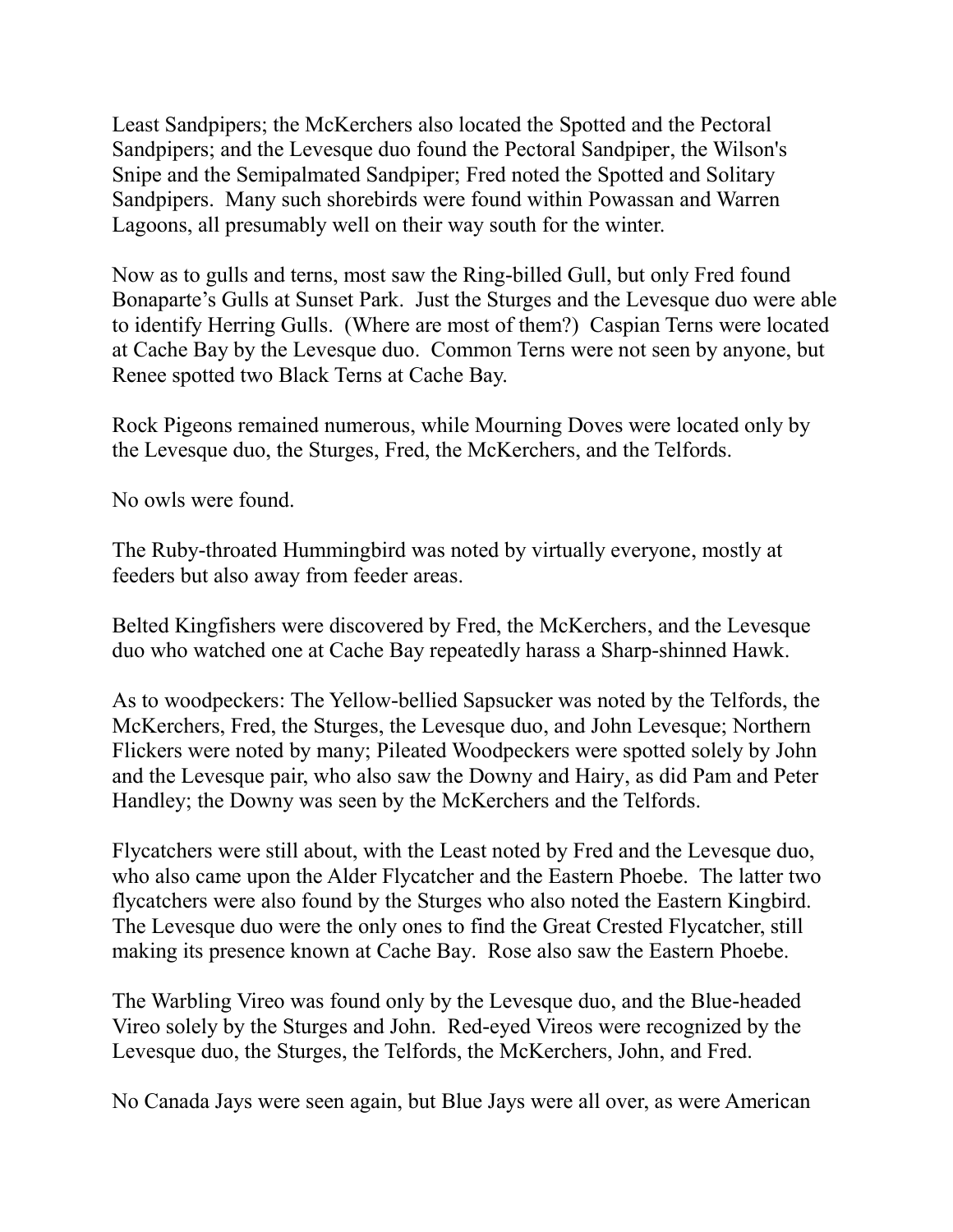Least Sandpipers; the McKerchers also located the Spotted and the Pectoral Sandpipers; and the Levesque duo found the Pectoral Sandpiper, the Wilson's Snipe and the Semipalmated Sandpiper; Fred noted the Spotted and Solitary Sandpipers. Many such shorebirds were found within Powassan and Warren Lagoons, all presumably well on their way south for the winter.

Now as to gulls and terns, most saw the Ring-billed Gull, but only Fred found Bonaparte's Gulls at Sunset Park. Just the Sturges and the Levesque duo were able to identify Herring Gulls. (Where are most of them?) Caspian Terns were located at Cache Bay by the Levesque duo. Common Terns were not seen by anyone, but Renee spotted two Black Terns at Cache Bay.

Rock Pigeons remained numerous, while Mourning Doves were located only by the Levesque duo, the Sturges, Fred, the McKerchers, and the Telfords.

No owls were found.

The Ruby-throated Hummingbird was noted by virtually everyone, mostly at feeders but also away from feeder areas.

Belted Kingfishers were discovered by Fred, the McKerchers, and the Levesque duo who watched one at Cache Bay repeatedly harass a Sharp-shinned Hawk.

As to woodpeckers: The Yellow-bellied Sapsucker was noted by the Telfords, the McKerchers, Fred, the Sturges, the Levesque duo, and John Levesque; Northern Flickers were noted by many; Pileated Woodpeckers were spotted solely by John and the Levesque pair, who also saw the Downy and Hairy, as did Pam and Peter Handley; the Downy was seen by the McKerchers and the Telfords.

Flycatchers were still about, with the Least noted by Fred and the Levesque duo, who also came upon the Alder Flycatcher and the Eastern Phoebe. The latter two flycatchers were also found by the Sturges who also noted the Eastern Kingbird. The Levesque duo were the only ones to find the Great Crested Flycatcher, still making its presence known at Cache Bay. Rose also saw the Eastern Phoebe.

The Warbling Vireo was found only by the Levesque duo, and the Blue-headed Vireo solely by the Sturges and John. Red-eyed Vireos were recognized by the Levesque duo, the Sturges, the Telfords, the McKerchers, John, and Fred.

No Canada Jays were seen again, but Blue Jays were all over, as were American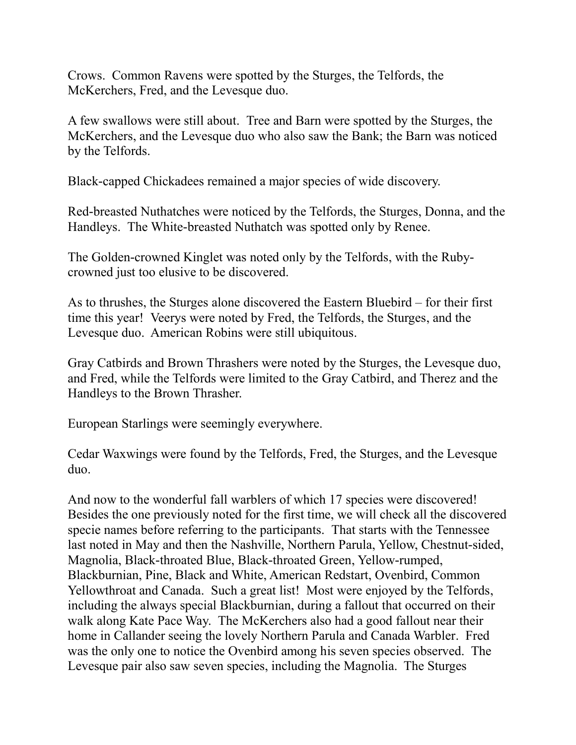Crows. Common Ravens were spotted by the Sturges, the Telfords, the McKerchers, Fred, and the Levesque duo.

A few swallows were still about. Tree and Barn were spotted by the Sturges, the McKerchers, and the Levesque duo who also saw the Bank; the Barn was noticed by the Telfords.

Black-capped Chickadees remained a major species of wide discovery.

Red-breasted Nuthatches were noticed by the Telfords, the Sturges, Donna, and the Handleys. The White-breasted Nuthatch was spotted only by Renee.

The Golden-crowned Kinglet was noted only by the Telfords, with the Ruby-crowned just too elusive to be discovered.

As to thrushes, the Sturges alone discovered the Eastern Bluebird – for their first time this year! Veerys were noted by Fred, the Telfords, the Sturges, and the Levesque duo. American Robins were still ubiquitous.

Gray Catbirds and Brown Thrashers were noted by the Sturges, the Levesque duo, and Fred, while the Telfords were limited to the Gray Catbird, and Therez and the Handleys to the Brown Thrasher.

European Starlings were seemingly everywhere.

Cedar Waxwings were found by the Telfords, Fred, the Sturges, and the Levesque duo.

And now to the wonderful fall warblers of which 17 species were discovered! Besides the one previously noted for the first time, we will check all the discovered specie names before referring to the participants. That starts with the Tennessee last noted in May and then the Nashville, Northern Parula, Yellow, Chestnut-sided, Magnolia, Black-throated Blue, Black-throated Green, Yellow-rumped, Blackburnian, Pine, Black and White, American Redstart, Ovenbird, Common Yellowthroat and Canada. Such a great list! Most were enjoyed by the Telfords, including the always special Blackburnian, during a fallout that occurred on their walk along Kate Pace Way. The McKerchers also had a good fallout near their home in Callander seeing the lovely Northern Parula and Canada Warbler. Fred was the only one to notice the Ovenbird among his seven species observed. The Levesque pair also saw seven species, including the Magnolia. The Sturges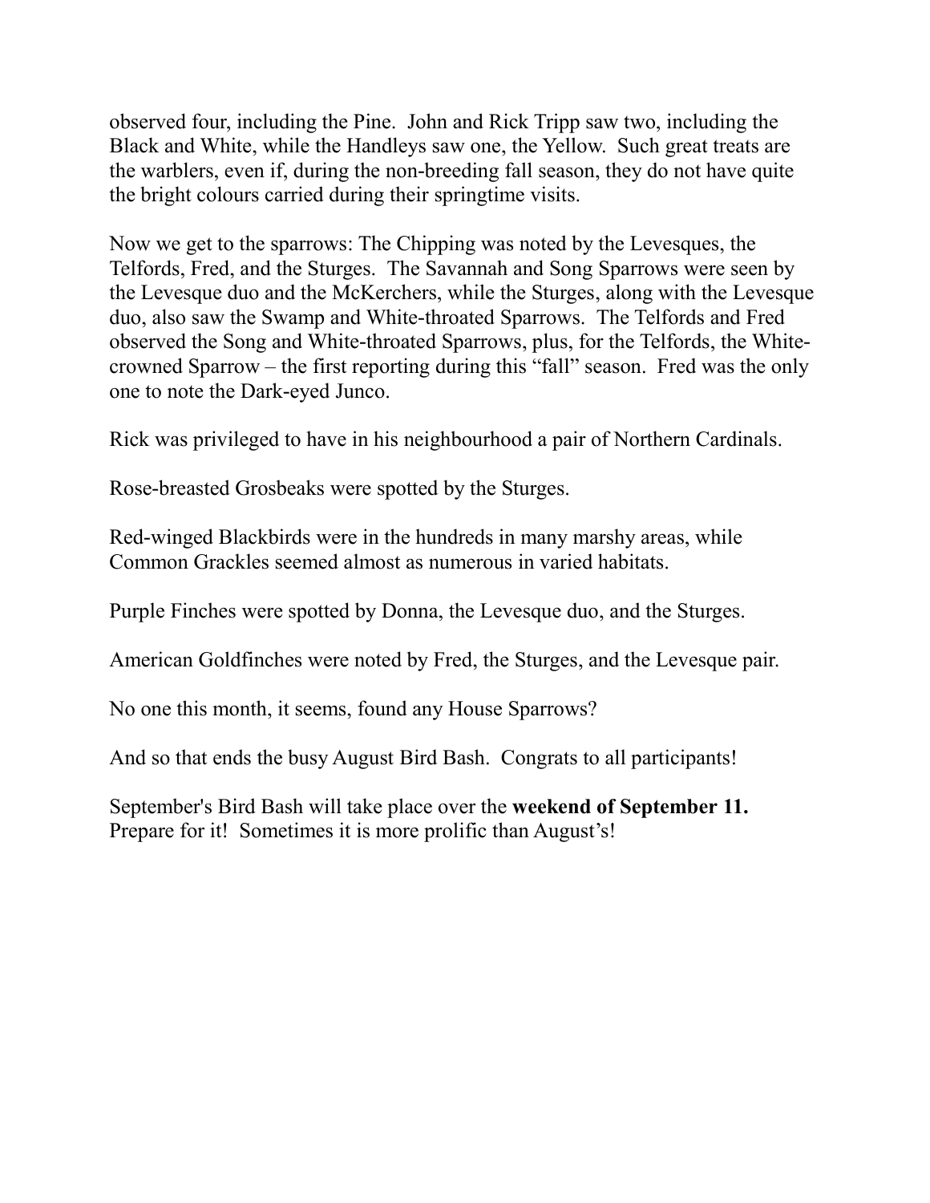observed four, including the Pine. John and Rick Tripp saw two, including the Black and White, while the Handleys saw one, the Yellow. Such great treats are the warblers, even if, during the non-breeding fall season, they do not have quite the bright colours carried during their springtime visits.

Now we get to the sparrows: The Chipping was noted by the Levesques, the Telfords, Fred, and the Sturges. The Savannah and Song Sparrows were seen by the Levesque duo and the McKerchers, while the Sturges, along with the Levesque duo, also saw the Swamp and White-throated Sparrows. The Telfords and Fred observed the Song and White-throated Sparrows, plus, for the Telfords, the White-crowned Sparrow – the first reporting during this "fall" season. Fred was the only one to note the Dark-eyed Junco.

Rick was privileged to have in his neighbourhood a pair of Northern Cardinals.

Rose-breasted Grosbeaks were spotted by the Sturges.

Red-winged Blackbirds were in the hundreds in many marshy areas, while Common Grackles seemed almost as numerous in varied habitats.

Purple Finches were spotted by Donna, the Levesque duo, and the Sturges.

American Goldfinches were noted by Fred, the Sturges, and the Levesque pair.

No one this month, it seems, found any House Sparrows?

And so that ends the busy August Bird Bash. Congrats to all participants!

September's Bird Bash will take place over the **weekend of September 11.** Prepare for it! Sometimes it is more prolific than August's!